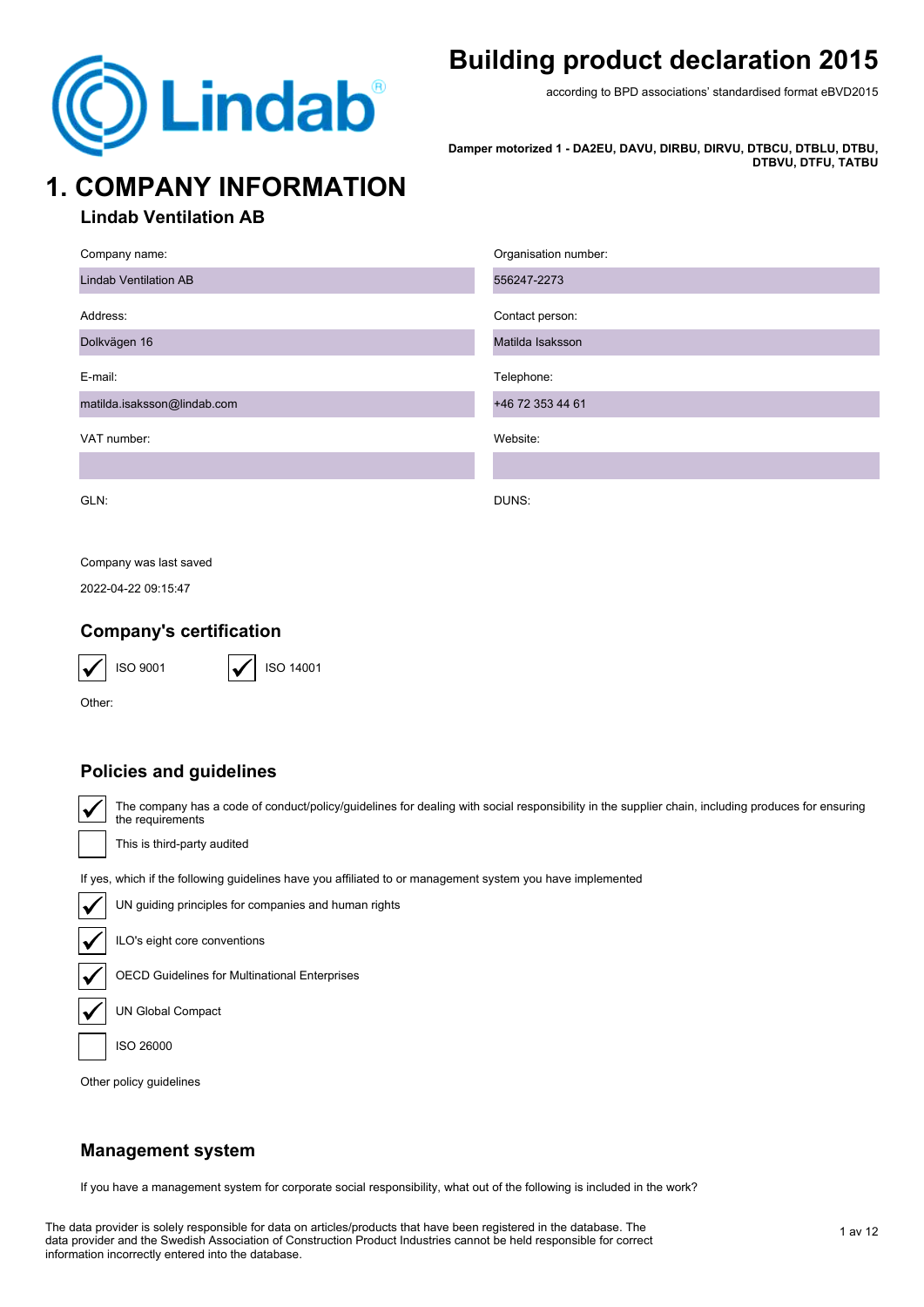# Building product declaration 2015

according to BPD associations' standardised format eBVD2015

**Damper motorized 1 - DA2EU, DAVU, DIRBU, DIRVU, DTBCU, DTBLU, DTBU, DTBVU, DTFU, TATBU**

# 1. COMPANY INFORMATION

## Lindab Ventilation AB

| Company name: | Organisation number: |
|---|---|
| Lindab Ventilation AB | 556247-2273 |
| **Address:** | **Contact person:** |
| Dolkvägen 16 | Matilda Isaksson |
| **E-mail:** | **Telephone:** |
| matilda.isaksson@lindab.com | +46 72 353 44 61 |
| **VAT number:** | **Website:** |
| | |
| **GLN:** | **DUNS:** |
| | |

Company was last saved

2022-04-22 09:15:47

## Company's certification

- [x] ISO 9001
- [x] ISO 14001

Other:

## Policies and guidelines

- [x] The company has a code of conduct/policy/guidelines for dealing with social responsibility in the supplier chain, including produces for ensuring the requirements
- [ ] This is third-party audited

If yes, which if the following guidelines have you affiliated to or management system you have implemented

- [x] UN guiding principles for companies and human rights
- [x] ILO's eight core conventions
- [x] OECD Guidelines for Multinational Enterprises
- [x] UN Global Compact
- [ ] ISO 26000

Other policy guidelines

## Management system

If you have a management system for corporate social responsibility, what out of the following is included in the work?

The data provider is solely responsible for data on articles/products that have been registered in the database. The data provider and the Swedish Association of Construction Product Industries cannot be held responsible for correct information incorrectly entered into the database.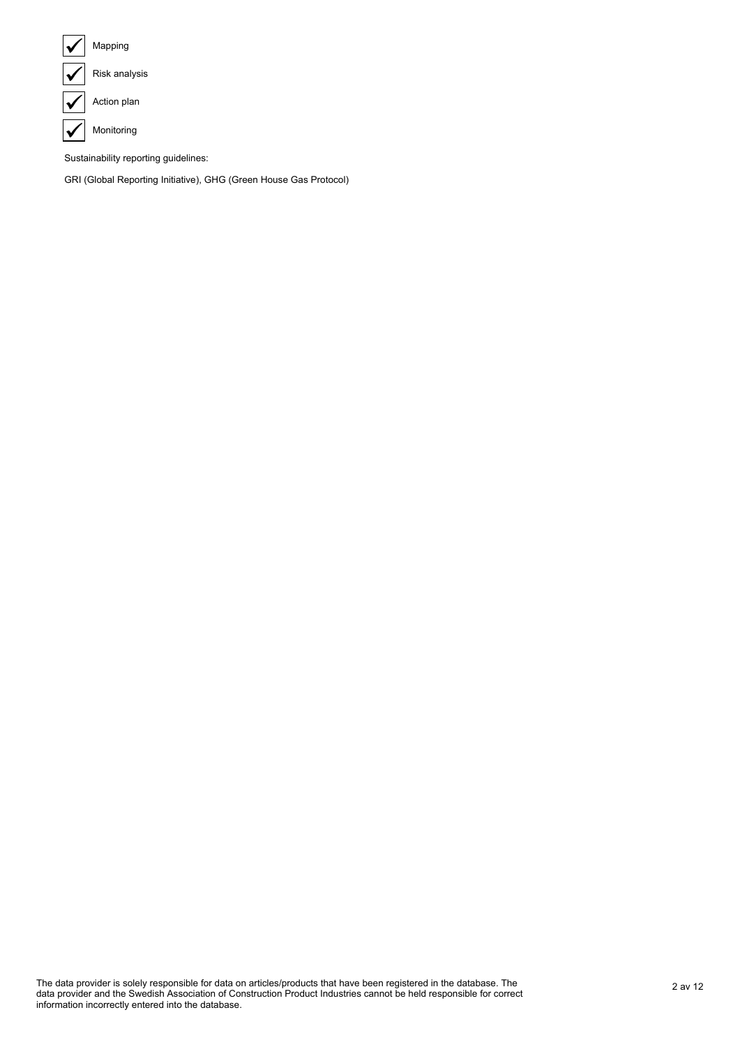- [x] Mapping
- [x] Risk analysis
- [x] Action plan
- [x] Monitoring

Sustainability reporting guidelines:

GRI (Global Reporting Initiative), GHG (Green House Gas Protocol)

The data provider is solely responsible for data on articles/products that have been registered in the database. The data provider and the Swedish Association of Construction Product Industries cannot be held responsible for correct information incorrectly entered into the database.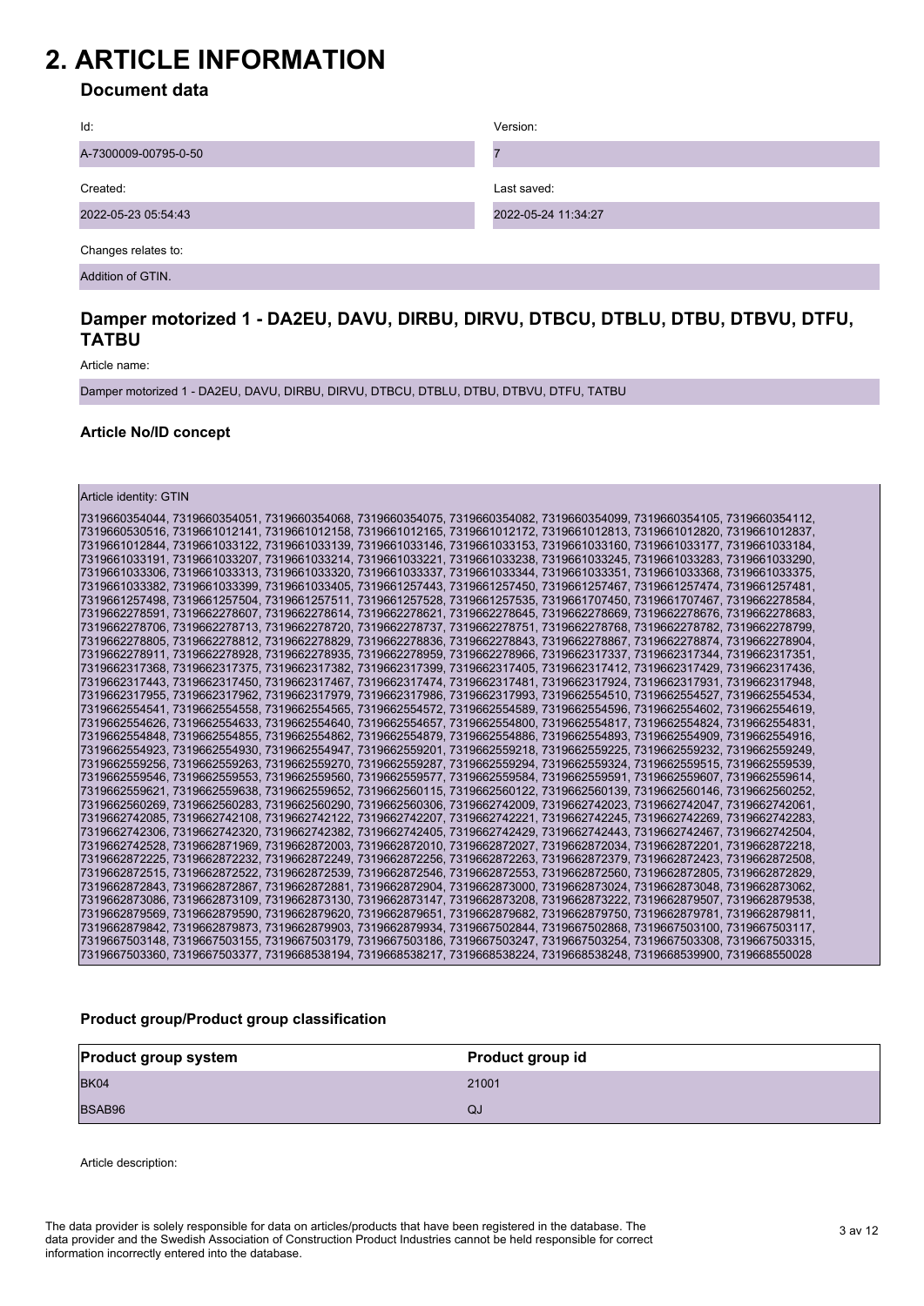# 2. ARTICLE INFORMATION

## Document data

| Id: | Version: |
|---|---|
| A-7300009-00795-0-50 | 7 |
| **Created:** | **Last saved:** |
| 2022-05-23 05:54:43 | 2022-05-24 11:34:27 |

Changes relates to:

Addition of GTIN.

## Damper motorized 1 - DA2EU, DAVU, DIRBU, DIRVU, DTBCU, DTBLU, DTBU, DTBVU, DTFU, TATBU

Article name:

Damper motorized 1 - DA2EU, DAVU, DIRBU, DIRVU, DTBCU, DTBLU, DTBU, DTBVU, DTFU, TATBU

### Article No/ID concept

Article identity: GTIN

7319660354044, 7319660354051, 7319660354068, 7319660354075, 7319660354082, 7319660354099, 7319660354105, 7319660354112, 7319660530516, 7319661012141, 7319661012158, 7319661012165, 7319661012172, 7319661012813, 7319661012820, 7319661012837, 7319661012844, 7319661033122, 7319661033139, 7319661033146, 7319661033153, 7319661033160, 7319661033177, 7319661033184, 7319661033191, 7319661033207, 7319661033214, 7319661033221, 7319661033238, 7319661033245, 7319661033283, 7319661033290, 7319661033306, 7319661033313, 7319661033320, 7319661033337, 7319661033344, 7319661033351, 7319661033368, 7319661033375, 7319661033382, 7319661033399, 7319661033405, 7319661257443, 7319661257450, 7319661257467, 7319661257474, 7319661257481, 7319661257498, 7319661257504, 7319661257511, 7319661257528, 7319661257535, 7319661707450, 7319661707467, 7319662278584, 7319662278591, 7319662278607, 7319662278614, 7319662278621, 7319662278645, 7319662278669, 7319662278676, 7319662278683, 7319662278706, 7319662278713, 7319662278720, 7319662278737, 7319662278751, 7319662278768, 7319662278782, 7319662278799, 7319662278805, 7319662278812, 7319662278829, 7319662278836, 7319662278843, 7319662278867, 7319662278874, 7319662278904, 7319662278911, 7319662278928, 7319662278935, 7319662278959, 7319662278966, 7319662317337, 7319662317344, 7319662317351, 7319662317368, 7319662317375, 7319662317382, 7319662317399, 7319662317405, 7319662317412, 7319662317429, 7319662317436, 7319662317443, 7319662317450, 7319662317467, 7319662317474, 7319662317481, 7319662317924, 7319662317931, 7319662317948, 7319662317955, 7319662317962, 7319662317979, 7319662317986, 7319662317993, 7319662554510, 7319662554527, 7319662554534, 7319662554541, 7319662554558, 7319662554565, 7319662554572, 7319662554589, 7319662554596, 7319662554602, 7319662554619, 7319662554626, 7319662554633, 7319662554640, 7319662554657, 7319662554800, 7319662554817, 7319662554824, 7319662554831, 7319662554848, 7319662554855, 7319662554862, 7319662554879, 7319662554886, 7319662554893, 7319662554909, 7319662554916, 7319662554923, 7319662554930, 7319662554947, 7319662559201, 7319662559218, 7319662559225, 7319662559232, 7319662559249, 7319662559256, 7319662559263, 7319662559270, 7319662559287, 7319662559294, 7319662559324, 7319662559515, 7319662559539, 7319662559546, 7319662559553, 7319662559560, 7319662559577, 7319662559584, 7319662559591, 7319662559607, 7319662559614, 7319662559621, 7319662559638, 7319662559652, 7319662560115, 7319662560122, 7319662560139, 7319662560146, 7319662560252, 7319662560269, 7319662560283, 7319662560290, 7319662560306, 7319662742009, 7319662742023, 7319662742047, 7319662742061, 7319662742085, 7319662742108, 7319662742122, 7319662742207, 7319662742221, 7319662742245, 7319662742269, 7319662742283, 7319662742306, 7319662742320, 7319662742382, 7319662742405, 7319662742429, 7319662742443, 7319662742467, 7319662742504, 7319662742528, 7319662871969, 7319662872003, 7319662872010, 7319662872027, 7319662872034, 7319662872201, 7319662872218, 7319662872225, 7319662872232, 7319662872249, 7319662872256, 7319662872263, 7319662872379, 7319662872423, 7319662872508, 7319662872515, 7319662872522, 7319662872539, 7319662872546, 7319662872553, 7319662872560, 7319662872805, 7319662872829, 7319662872843, 7319662872867, 7319662872881, 7319662872904, 7319662873000, 7319662873024, 7319662873048, 7319662873062, 7319662873086, 7319662873109, 7319662873130, 7319662873147, 7319662873208, 7319662873222, 7319662879507, 7319662879538, 7319662879569, 7319662879590, 7319662879620, 7319662879651, 7319662879682, 7319662879750, 7319662879781, 7319662879811, 7319662879842, 7319662879873, 7319662879903, 7319662879934, 7319667502844, 7319667502868, 7319667503100, 7319667503117, 7319667503148, 7319667503155, 7319667503179, 7319667503186, 7319667503247, 7319667503254, 7319667503308, 7319667503315, 7319667503360, 7319667503377, 7319668538194, 7319668538217, 7319668538224, 7319668538248, 7319668539900, 7319668550028

### Product group/Product group classification

| Product group system | Product group id |
|---|---|
| BK04 | 21001 |
| BSAB96 | QJ |

Article description:

The data provider is solely responsible for data on articles/products that have been registered in the database. The data provider and the Swedish Association of Construction Product Industries cannot be held responsible for correct information incorrectly entered into the database.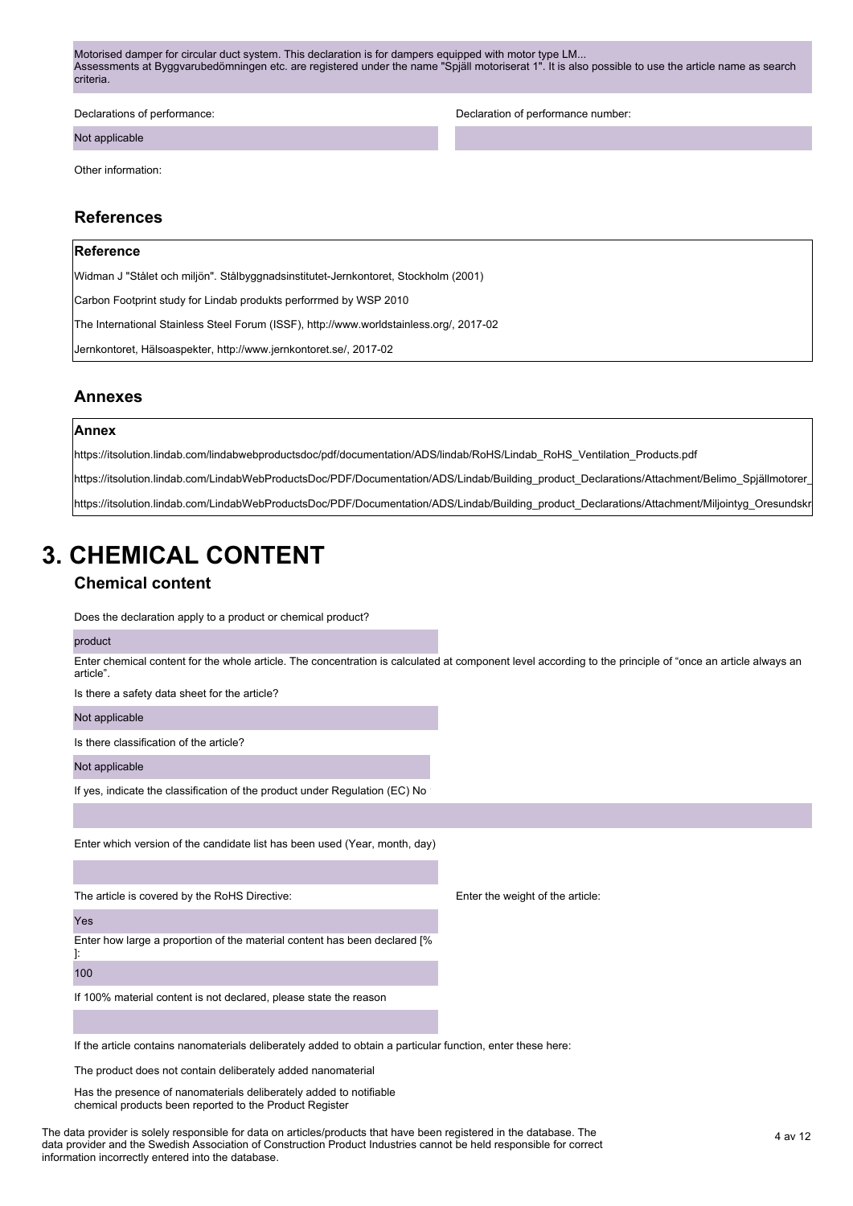Motorised damper for circular duct system. This declaration is for dampers equipped with motor type LM...
Assessments at Byggvarubedömningen etc. are registered under the name "Spjäll motoriserat 1". It is also possible to use the article name as search criteria.

Declarations of performance:

Not applicable

Declaration of performance number:

Other information:

## References

| Reference |
|---|
| Widman J "Stålet och miljön". Stålbyggnadsinstitutet-Jernkontoret, Stockholm (2001) |
| Carbon Footprint study for Lindab produkts perforrmed by WSP 2010 |
| The International Stainless Steel Forum (ISSF), http://www.worldstainless.org/, 2017-02 |
| Jernkontoret, Hälsoaspekter, http://www.jernkontoret.se/, 2017-02 |

## Annexes

| Annex |
|---|
| https://itsolution.lindab.com/lindabwebproductsdoc/pdf/documentation/ADS/lindab/RoHS/Lindab_RoHS_Ventilation_Products.pdf |
| https://itsolution.lindab.com/LindabWebProductsDoc/PDF/Documentation/ADS/Lindab/Building_product_Declarations/Attachment/Belimo_Spjällmotorer_ |
| https://itsolution.lindab.com/LindabWebProductsDoc/PDF/Documentation/ADS/Lindab/Building_product_Declarations/Attachment/Miljointyg_Oresundskr |

# 3. CHEMICAL CONTENT

## Chemical content

Does the declaration apply to a product or chemical product?

product

Enter chemical content for the whole article. The concentration is calculated at component level according to the principle of "once an article always an article".

Is there a safety data sheet for the article?

Not applicable

Is there classification of the article?

Not applicable

If yes, indicate the classification of the product under Regulation (EC) No

Enter which version of the candidate list has been used (Year, month, day)

The article is covered by the RoHS Directive:

Yes

Enter the weight of the article:

Enter how large a proportion of the material content has been declared [% ]:

100

If 100% material content is not declared, please state the reason

If the article contains nanomaterials deliberately added to obtain a particular function, enter these here:

The product does not contain deliberately added nanomaterial

Has the presence of nanomaterials deliberately added to notifiable chemical products been reported to the Product Register

The data provider is solely responsible for data on articles/products that have been registered in the database. The data provider and the Swedish Association of Construction Product Industries cannot be held responsible for correct information incorrectly entered into the database.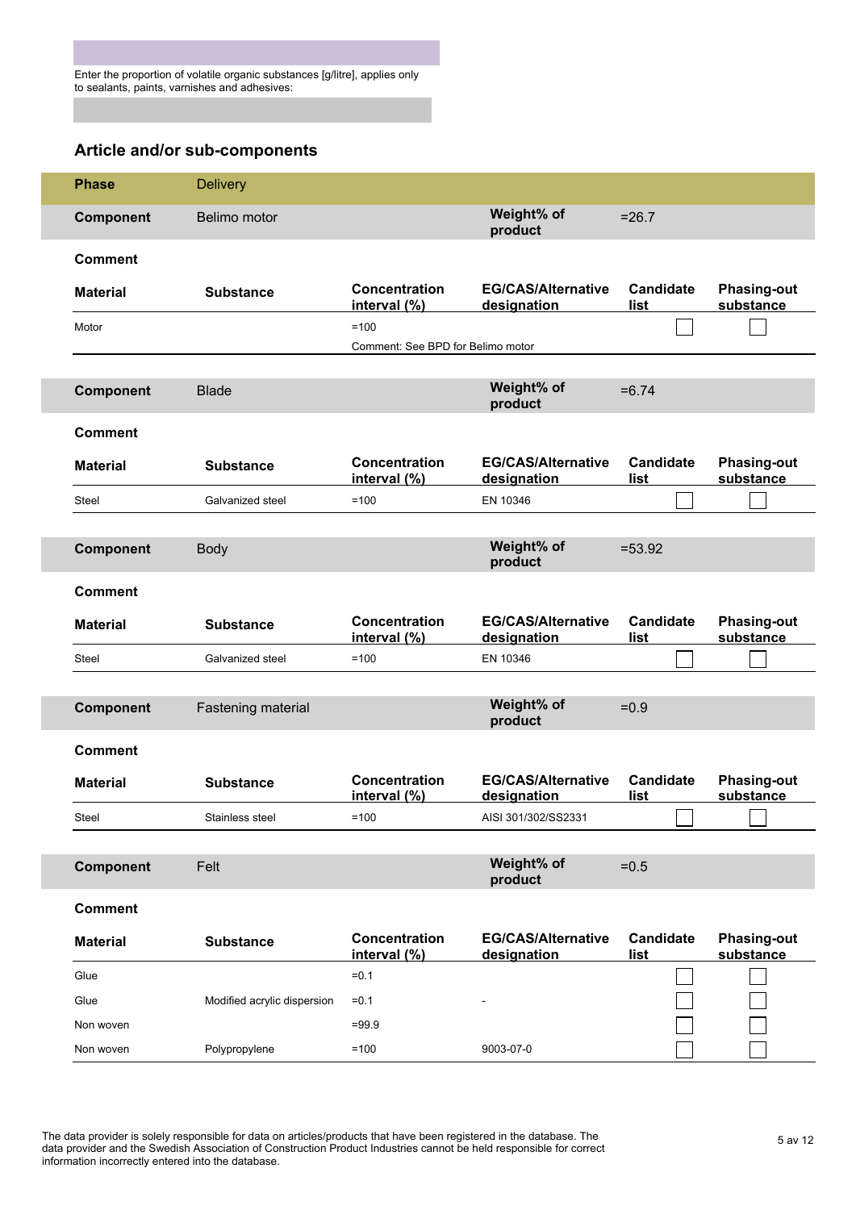Enter the proportion of volatile organic substances [g/litre], applies only to sealants, paints, varnishes and adhesives:

## Article and/or sub-components

**Phase** Delivery

**Component** Belimo motor — **Weight% of product** =26.7

**Comment**

| Material | Substance | Concentration interval (%) | EG/CAS/Alternative designation | Candidate list | Phasing-out substance |
|---|---|---|---|---|---|
| Motor | | =100 | | ☐ | ☐ |
| | | Comment: See BPD for Belimo motor | | | |

**Component** Blade — **Weight% of product** =6.74

**Comment**

| Material | Substance | Concentration interval (%) | EG/CAS/Alternative designation | Candidate list | Phasing-out substance |
|---|---|---|---|---|---|
| Steel | Galvanized steel | =100 | EN 10346 | ☐ | ☐ |

**Component** Body — **Weight% of product** =53.92

**Comment**

| Material | Substance | Concentration interval (%) | EG/CAS/Alternative designation | Candidate list | Phasing-out substance |
|---|---|---|---|---|---|
| Steel | Galvanized steel | =100 | EN 10346 | ☐ | ☐ |

**Component** Fastening material — **Weight% of product** =0.9

**Comment**

| Material | Substance | Concentration interval (%) | EG/CAS/Alternative designation | Candidate list | Phasing-out substance |
|---|---|---|---|---|---|
| Steel | Stainless steel | =100 | AISI 301/302/SS2331 | ☐ | ☐ |

**Component** Felt — **Weight% of product** =0.5

**Comment**

| Material | Substance | Concentration interval (%) | EG/CAS/Alternative designation | Candidate list | Phasing-out substance |
|---|---|---|---|---|---|
| Glue | | =0.1 | | ☐ | ☐ |
| Glue | Modified acrylic dispersion | =0.1 | - | ☐ | ☐ |
| Non woven | | =99.9 | | ☐ | ☐ |
| Non woven | Polypropylene | =100 | 9003-07-0 | ☐ | ☐ |

The data provider is solely responsible for data on articles/products that have been registered in the database. The data provider and the Swedish Association of Construction Product Industries cannot be held responsible for correct information incorrectly entered into the database.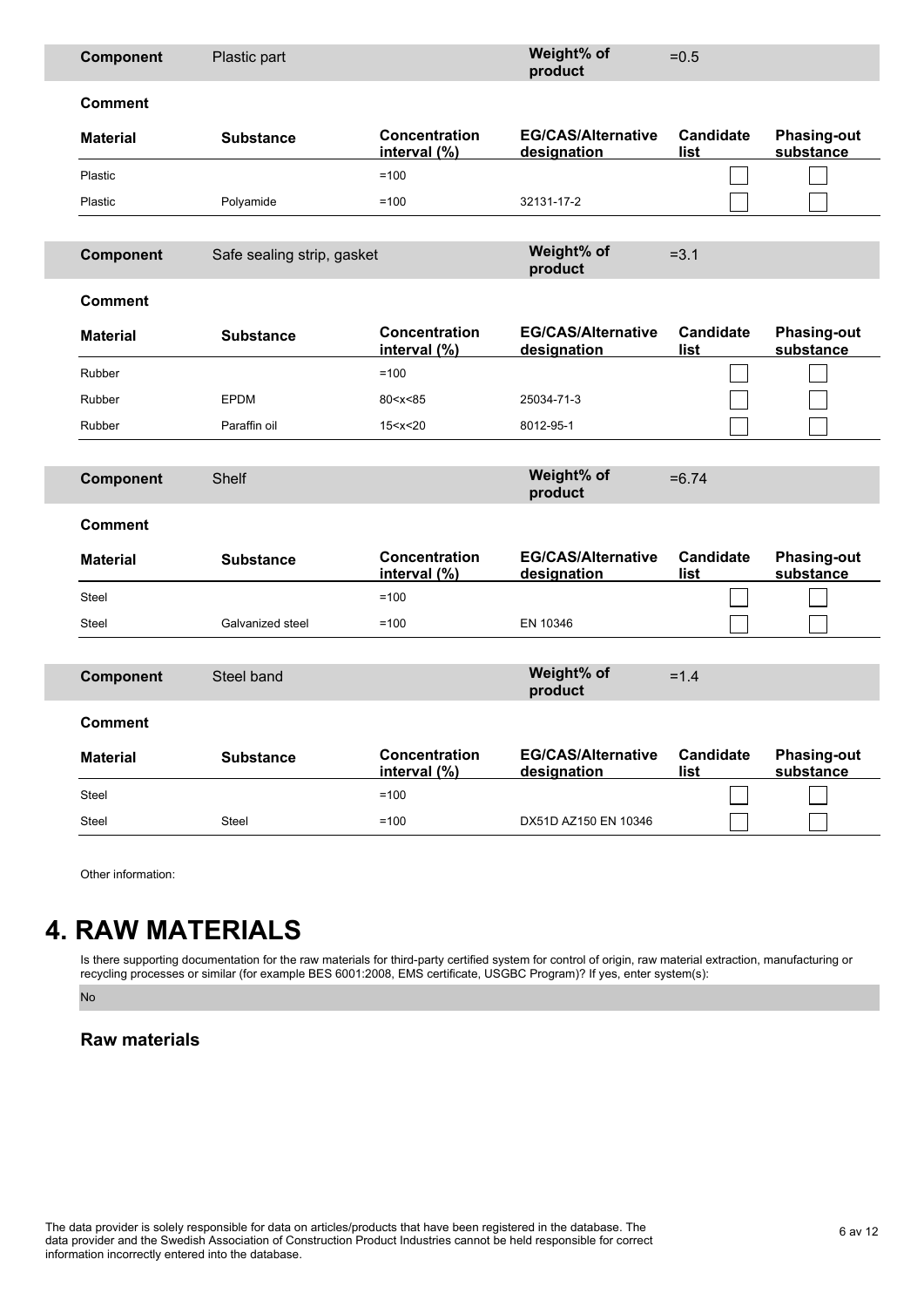| **Component** | Plastic part | | **Weight% of product** | =0.5 | |
|---|---|---|---|---|---|
| **Comment** | | | | | |
| **Material** | **Substance** | **Concentration interval (%)** | **EG/CAS/Alternative designation** | **Candidate list** | **Phasing-out substance** |
| Plastic | | =100 | | ☐ | ☐ |
| Plastic | Polyamide | =100 | 32131-17-2 | ☐ | ☐ |

| **Component** | Safe sealing strip, gasket | | **Weight% of product** | =3.1 | |
|---|---|---|---|---|---|
| **Comment** | | | | | |
| **Material** | **Substance** | **Concentration interval (%)** | **EG/CAS/Alternative designation** | **Candidate list** | **Phasing-out substance** |
| Rubber | | =100 | | ☐ | ☐ |
| Rubber | EPDM | 80<x<85 | 25034-71-3 | ☐ | ☐ |
| Rubber | Paraffin oil | 15<x<20 | 8012-95-1 | ☐ | ☐ |

| **Component** | Shelf | | **Weight% of product** | =6.74 | |
|---|---|---|---|---|---|
| **Comment** | | | | | |
| **Material** | **Substance** | **Concentration interval (%)** | **EG/CAS/Alternative designation** | **Candidate list** | **Phasing-out substance** |
| Steel | | =100 | | ☐ | ☐ |
| Steel | Galvanized steel | =100 | EN 10346 | ☐ | ☐ |

| **Component** | Steel band | | **Weight% of product** | =1.4 | |
|---|---|---|---|---|---|
| **Comment** | | | | | |
| **Material** | **Substance** | **Concentration interval (%)** | **EG/CAS/Alternative designation** | **Candidate list** | **Phasing-out substance** |
| Steel | | =100 | | ☐ | ☐ |
| Steel | Steel | =100 | DX51D AZ150 EN 10346 | ☐ | ☐ |

Other information:

# 4. RAW MATERIALS

Is there supporting documentation for the raw materials for third-party certified system for control of origin, raw material extraction, manufacturing or recycling processes or similar (for example BES 6001:2008, EMS certificate, USGBC Program)? If yes, enter system(s):

No

### Raw materials

The data provider is solely responsible for data on articles/products that have been registered in the database. The data provider and the Swedish Association of Construction Product Industries cannot be held responsible for correct information incorrectly entered into the database.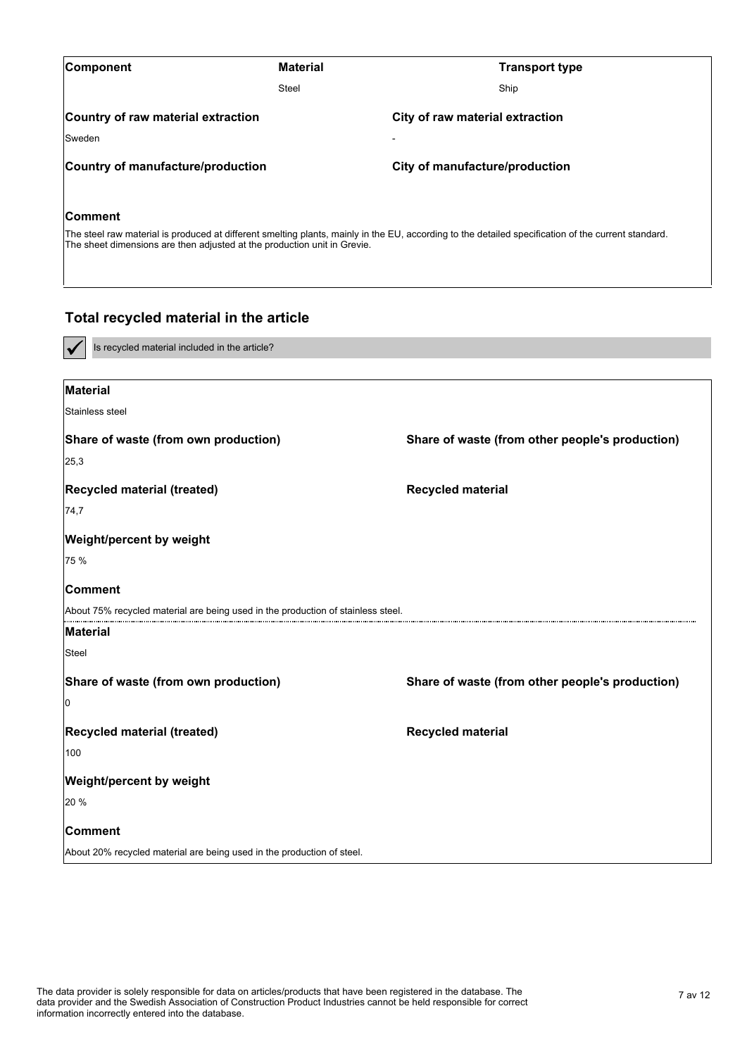**Component**

**Material**
Steel

**Transport type**
Ship

**Country of raw material extraction**
Sweden

**City of raw material extraction**
-

**Country of manufacture/production**

**City of manufacture/production**

**Comment**

The steel raw material is produced at different smelting plants, mainly in the EU, according to the detailed specification of the current standard. The sheet dimensions are then adjusted at the production unit in Grevie.

## Total recycled material in the article

✔ Is recycled material included in the article?

**Material**
Stainless steel

**Share of waste (from own production)**
25,3

**Share of waste (from other people's production)**

**Recycled material (treated)**
74,7

**Recycled material**

**Weight/percent by weight**
75 %

**Comment**
About 75% recycled material are being used in the production of stainless steel.

---

**Material**
Steel

**Share of waste (from own production)**
0

**Share of waste (from other people's production)**

**Recycled material (treated)**
100

**Recycled material**

**Weight/percent by weight**
20 %

**Comment**
About 20% recycled material are being used in the production of steel.

The data provider is solely responsible for data on articles/products that have been registered in the database. The data provider and the Swedish Association of Construction Product Industries cannot be held responsible for correct information incorrectly entered into the database.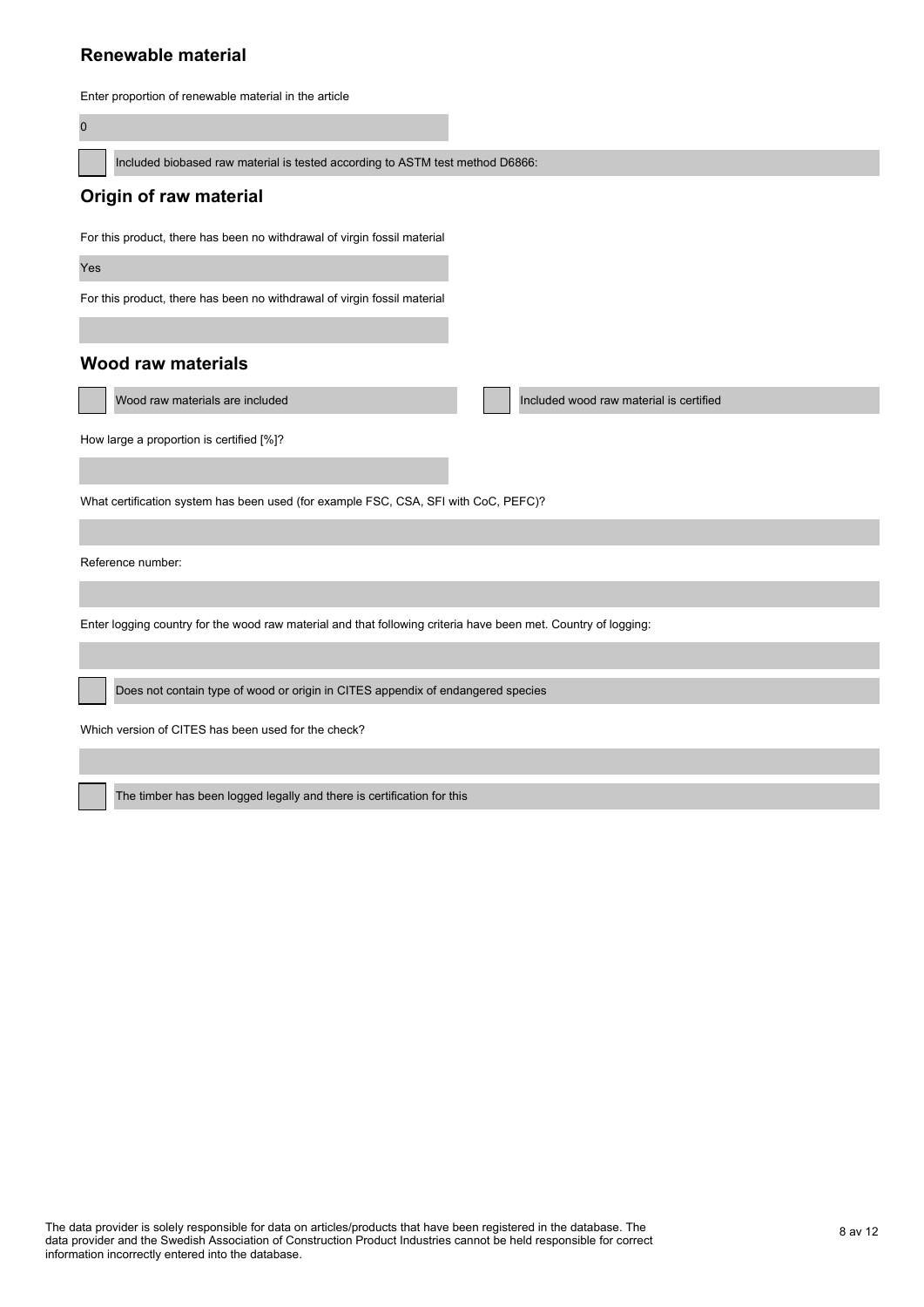## Renewable material

Enter proportion of renewable material in the article

0

- [ ] Included biobased raw material is tested according to ASTM test method D6866:

## Origin of raw material

For this product, there has been no withdrawal of virgin fossil material

Yes

For this product, there has been no withdrawal of virgin fossil material

## Wood raw materials

- [ ] Wood raw materials are included
- [ ] Included wood raw material is certified

How large a proportion is certified [%]?

What certification system has been used (for example FSC, CSA, SFI with CoC, PEFC)?

Reference number:

Enter logging country for the wood raw material and that following criteria have been met. Country of logging:

- [ ] Does not contain type of wood or origin in CITES appendix of endangered species

Which version of CITES has been used for the check?

- [ ] The timber has been logged legally and there is certification for this

The data provider is solely responsible for data on articles/products that have been registered in the database. The data provider and the Swedish Association of Construction Product Industries cannot be held responsible for correct information incorrectly entered into the database.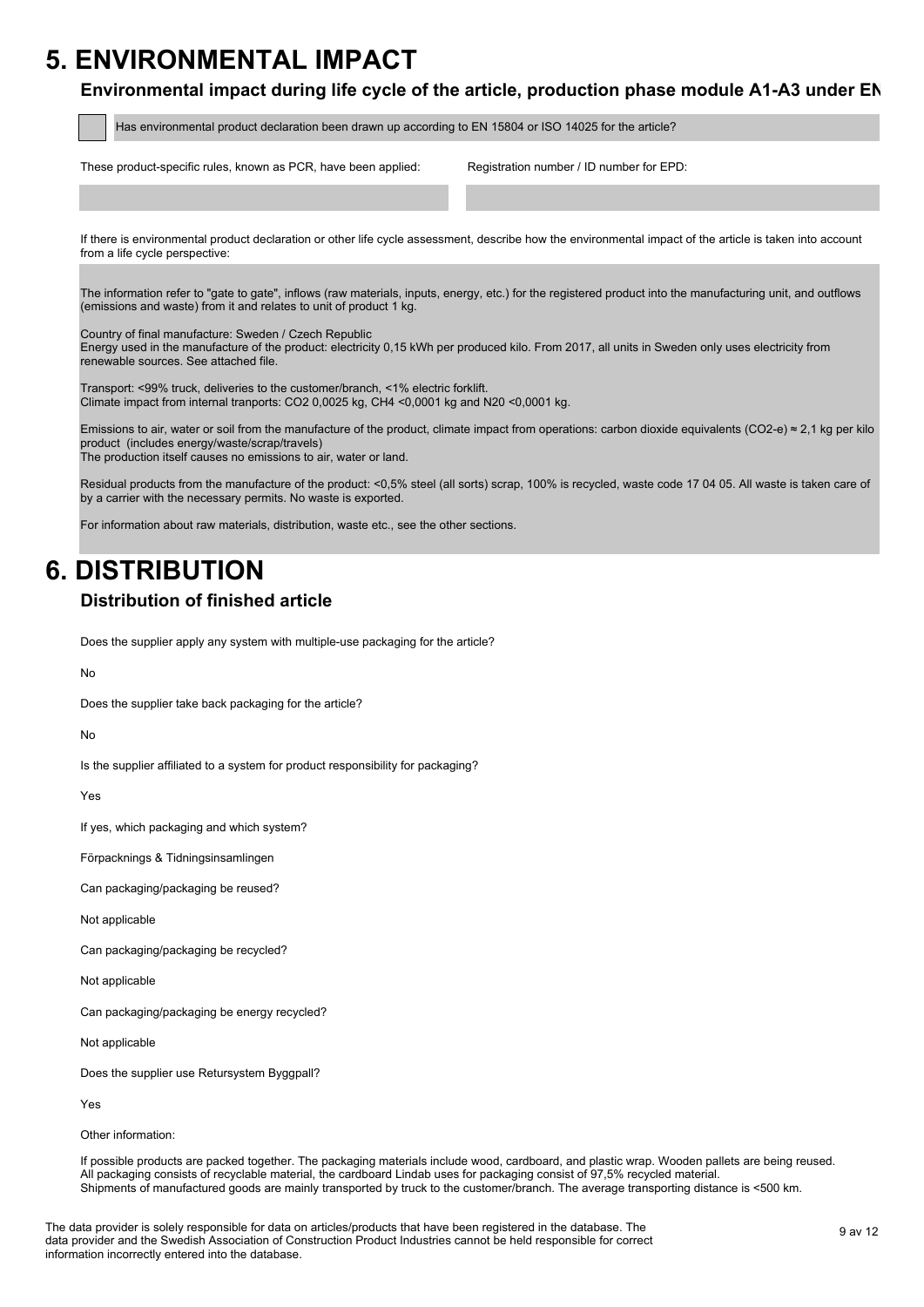# 5. ENVIRONMENTAL IMPACT

## Environmental impact during life cycle of the article, production phase module A1-A3 under EN

Has environmental product declaration been drawn up according to EN 15804 or ISO 14025 for the article?

These product-specific rules, known as PCR, have been applied:

Registration number / ID number for EPD:

If there is environmental product declaration or other life cycle assessment, describe how the environmental impact of the article is taken into account from a life cycle perspective:

The information refer to "gate to gate", inflows (raw materials, inputs, energy, etc.) for the registered product into the manufacturing unit, and outflows (emissions and waste) from it and relates to unit of product 1 kg.

Country of final manufacture: Sweden / Czech Republic
Energy used in the manufacture of the product: electricity 0,15 kWh per produced kilo. From 2017, all units in Sweden only uses electricity from renewable sources. See attached file.

Transport: <99% truck, deliveries to the customer/branch, <1% electric forklift.
Climate impact from internal tranports: $CO_2$ 0,0025 kg, $CH_4$ <0,0001 kg and N20 <0,0001 kg.

Emissions to air, water or soil from the manufacture of the product, climate impact from operations: carbon dioxide equivalents (CO2-e) ≈ 2,1 kg per kilo product (includes energy/waste/scrap/travels)
The production itself causes no emissions to air, water or land.

Residual products from the manufacture of the product: <0,5% steel (all sorts) scrap, 100% is recycled, waste code 17 04 05. All waste is taken care of by a carrier with the necessary permits. No waste is exported.

For information about raw materials, distribution, waste etc., see the other sections.

# 6. DISTRIBUTION

## Distribution of finished article

Does the supplier apply any system with multiple-use packaging for the article?

No

Does the supplier take back packaging for the article?

No

Is the supplier affiliated to a system for product responsibility for packaging?

Yes

If yes, which packaging and which system?

Förpacknings & Tidningsinsamlingen

Can packaging/packaging be reused?

Not applicable

Can packaging/packaging be recycled?

Not applicable

Can packaging/packaging be energy recycled?

Not applicable

Does the supplier use Retursystem Byggpall?

Yes

Other information:

If possible products are packed together. The packaging materials include wood, cardboard, and plastic wrap. Wooden pallets are being reused.
All packaging consists of recyclable material, the cardboard Lindab uses for packaging consist of 97,5% recycled material.
Shipments of manufactured goods are mainly transported by truck to the customer/branch. The average transporting distance is <500 km.

The data provider is solely responsible for data on articles/products that have been registered in the database. The data provider and the Swedish Association of Construction Product Industries cannot be held responsible for correct information incorrectly entered into the database.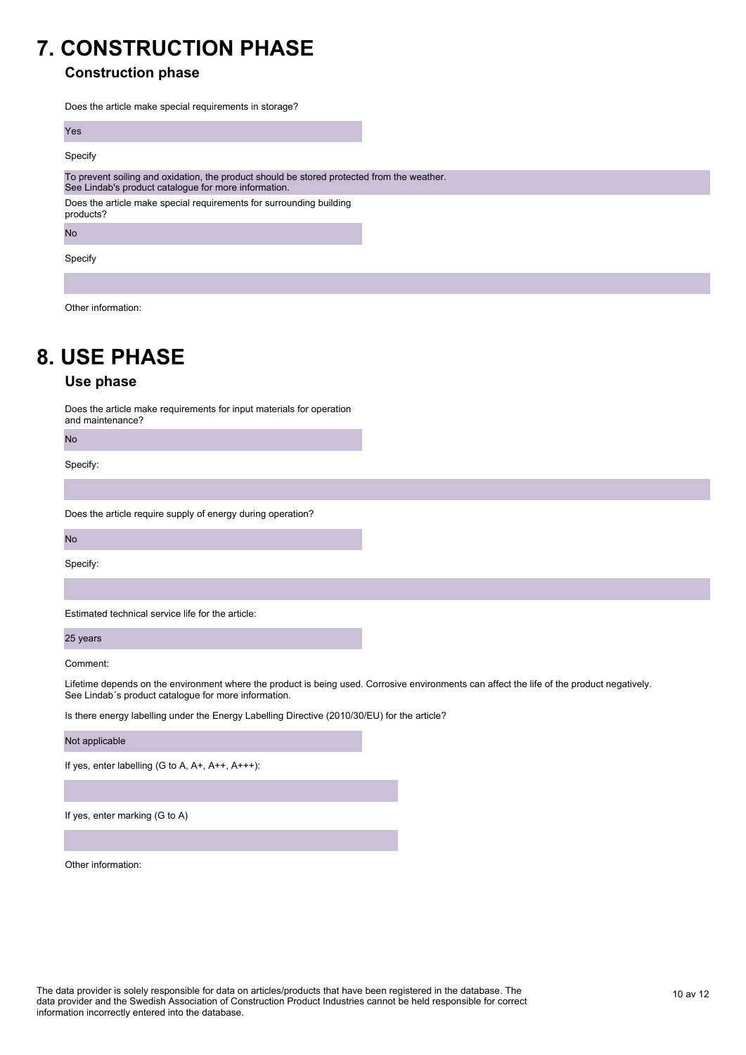# 7. CONSTRUCTION PHASE

## Construction phase

Does the article make special requirements in storage?

Yes

Specify

To prevent soiling and oxidation, the product should be stored protected from the weather.
See Lindab's product catalogue for more information.

Does the article make special requirements for surrounding building products?

No

Specify

Other information:

# 8. USE PHASE

## Use phase

Does the article make requirements for input materials for operation and maintenance?

No

Specify:

Does the article require supply of energy during operation?

No

Specify:

Estimated technical service life for the article:

25 years

Comment:

Lifetime depends on the environment where the product is being used. Corrosive environments can affect the life of the product negatively.
See Lindab´s product catalogue for more information.

Is there energy labelling under the Energy Labelling Directive (2010/30/EU) for the article?

Not applicable

If yes, enter labelling (G to A, A+, A++, A+++):

If yes, enter marking (G to A)

Other information:

The data provider is solely responsible for data on articles/products that have been registered in the database. The data provider and the Swedish Association of Construction Product Industries cannot be held responsible for correct information incorrectly entered into the database.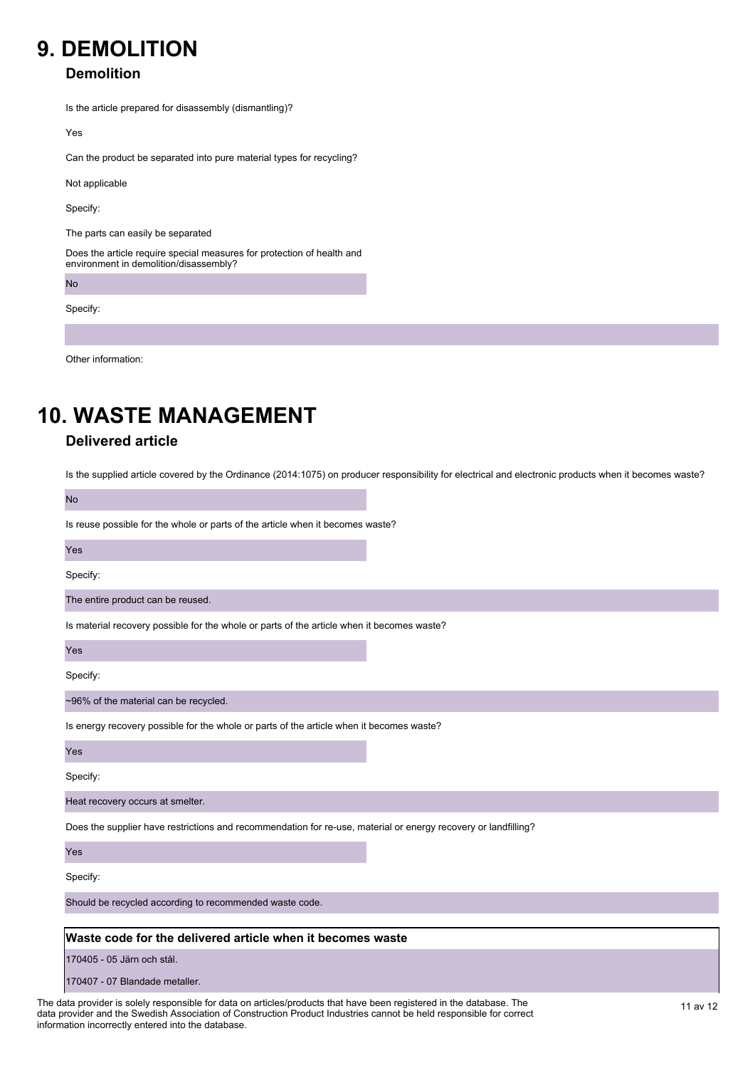# 9. DEMOLITION

## Demolition

Is the article prepared for disassembly (dismantling)?

Yes

Can the product be separated into pure material types for recycling?

Not applicable

Specify:

The parts can easily be separated

Does the article require special measures for protection of health and environment in demolition/disassembly?

No

Specify:

Other information:

# 10. WASTE MANAGEMENT

## Delivered article

Is the supplied article covered by the Ordinance (2014:1075) on producer responsibility for electrical and electronic products when it becomes waste?

No

Is reuse possible for the whole or parts of the article when it becomes waste?

Yes

Specify:

The entire product can be reused.

Is material recovery possible for the whole or parts of the article when it becomes waste?

Yes

Specify:

~96% of the material can be recycled.

Is energy recovery possible for the whole or parts of the article when it becomes waste?

Yes

Specify:

Heat recovery occurs at smelter.

Does the supplier have restrictions and recommendation for re-use, material or energy recovery or landfilling?

Yes

Specify:

Should be recycled according to recommended waste code.

| Waste code for the delivered article when it becomes waste |
|---|
| 170405 - 05 Järn och stål. |
| 170407 - 07 Blandade metaller. |

The data provider is solely responsible for data on articles/products that have been registered in the database. The data provider and the Swedish Association of Construction Product Industries cannot be held responsible for correct information incorrectly entered into the database.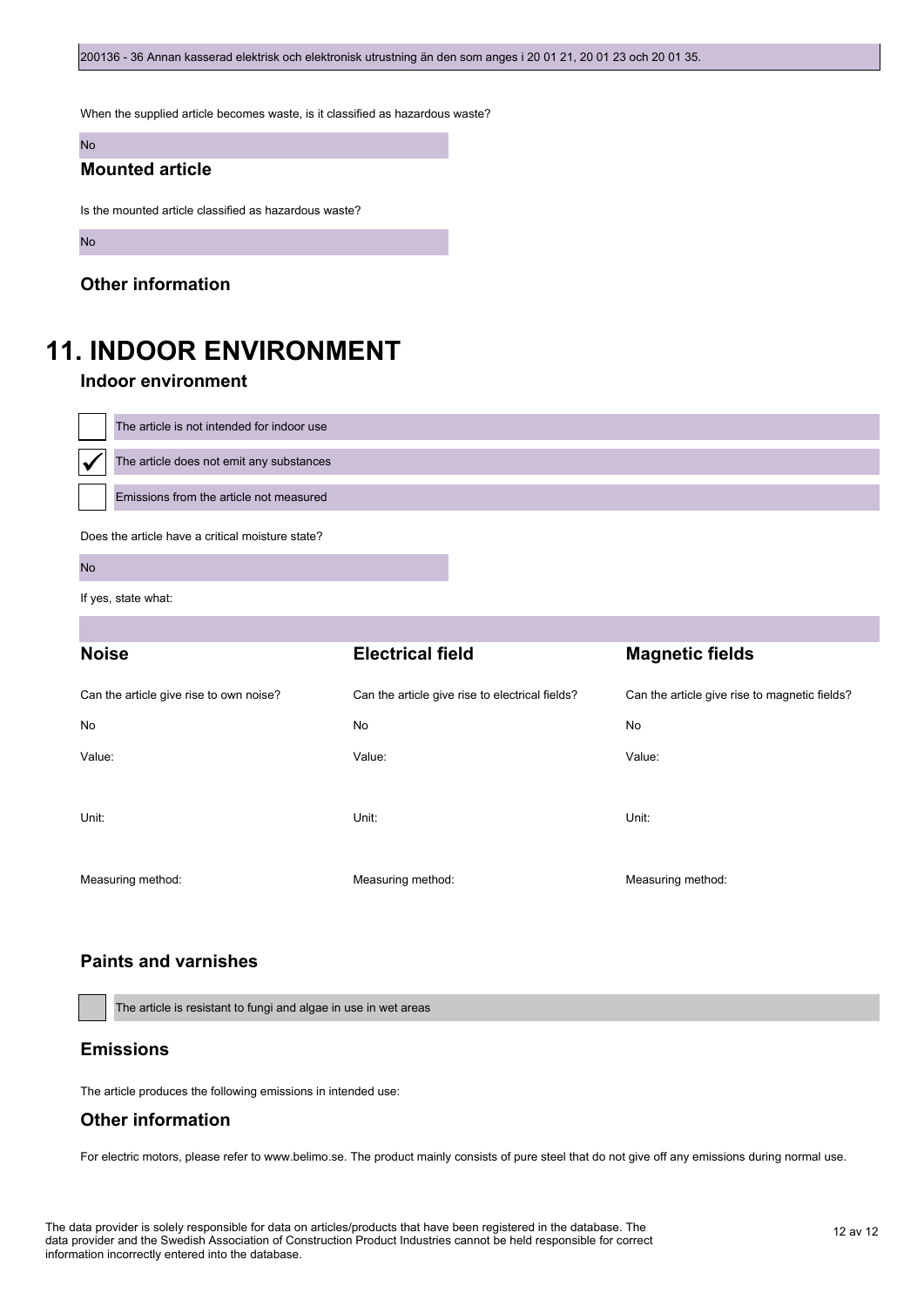200136 - 36 Annan kasserad elektrisk och elektronisk utrustning än den som anges i 20 01 21, 20 01 23 och 20 01 35.

When the supplied article becomes waste, is it classified as hazardous waste?

No

### Mounted article

Is the mounted article classified as hazardous waste?

No

### Other information

# 11. INDOOR ENVIRONMENT

### Indoor environment

- [ ] The article is not intended for indoor use
- [x] The article does not emit any substances
- [ ] Emissions from the article not measured

Does the article have a critical moisture state?

No

If yes, state what:

| Noise | Electrical field | Magnetic fields |
|---|---|---|
| Can the article give rise to own noise? | Can the article give rise to electrical fields? | Can the article give rise to magnetic fields? |
| No | No | No |
| Value: | Value: | Value: |
| Unit: | Unit: | Unit: |
| Measuring method: | Measuring method: | Measuring method: |

### Paints and varnishes

- [ ] The article is resistant to fungi and algae in use in wet areas

### Emissions

The article produces the following emissions in intended use:

### Other information

For electric motors, please refer to www.belimo.se. The product mainly consists of pure steel that do not give off any emissions during normal use.

The data provider is solely responsible for data on articles/products that have been registered in the database. The data provider and the Swedish Association of Construction Product Industries cannot be held responsible for correct information incorrectly entered into the database.